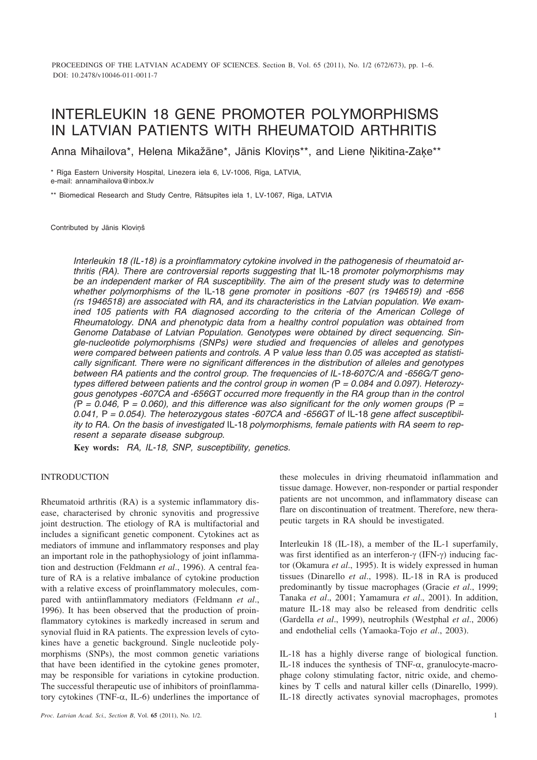# INTERLEUKIN 18 GENE PROMOTER POLYMORPHISMS IN LATVIAN PATIENTS WITH RHEUMATOID ARTHRITIS

Anna Mihailova*, Helena Mikažāne*, Jānis Kloviņs**, and Liene Ņikitina-Zaķe**

\* Rīga Eastern University Hospital, Linezera iela 6, LV-1006, Rīga, LATVIA,
e-mail: annamihailova@inbox.lv

\** Biomedical Research and Study Centre, Rātsupītes iela 1, LV-1067, Rīga, LATVIA

Contributed by Jānis Kloviņš

*Interleukin 18 (IL-18) is a proinflammatory cytokine involved in the pathogenesis of rheumatoid arthritis (RA). There are controversial reports suggesting that* IL-18 *promoter polymorphisms may be an independent marker of RA susceptibility. The aim of the present study was to determine whether polymorphisms of the* IL-18 *gene promoter in positions -607 (rs 1946519) and -656 (rs 1946518) are associated with RA, and its characteristics in the Latvian population. We examined 105 patients with RA diagnosed according to the criteria of the American College of Rheumatology. DNA and phenotypic data from a healthy control population was obtained from Genome Database of Latvian Population. Genotypes were obtained by direct sequencing. Single-nucleotide polymorphisms (SNPs) were studied and frequencies of alleles and genotypes were compared between patients and controls. A* P *value less than 0.05 was accepted as statistically significant. There were no significant differences in the distribution of alleles and genotypes between RA patients and the control group. The frequencies of IL-18-607C/A and -656G/T genotypes differed between patients and the control group in women (*P *= 0.084 and 0.097). Heterozygous genotypes -607CA and -656GT occurred more frequently in the RA group than in the control (*P *= 0.046,* P *= 0.060), and this difference was also significant for the only women groups (*P *= 0.041,* P *= 0.054). The heterozygous states -607CA and -656GT of* IL-18 *gene affect susceptibility to RA. On the basis of investigated* IL-18 *polymorphisms, female patients with RA seem to represent a separate disease subgroup.*

**Key words:** *RA, IL-18, SNP, susceptibility, genetics.*

## INTRODUCTION

Rheumatoid arthritis (RA) is a systemic inflammatory disease, characterised by chronic synovitis and progressive joint destruction. The etiology of RA is multifactorial and includes a significant genetic component. Cytokines act as mediators of immune and inflammatory responses and play an important role in the pathophysiology of joint inflammation and destruction (Feldmann *et al*., 1996). A central feature of RA is a relative imbalance of cytokine production with a relative excess of proinflammatory molecules, compared with antiinflammatory mediators (Feldmann *et al*., 1996). It has been observed that the production of proinflammatory cytokines is markedly increased in serum and synovial fluid in RA patients. The expression levels of cytokines have a genetic background. Single nucleotide polymorphisms (SNPs), the most common genetic variations that have been identified in the cytokine genes promoter, may be responsible for variations in cytokine production. The successful therapeutic use of inhibitors of proinflammatory cytokines (TNF-α, IL-6) underlines the importance of these molecules in driving rheumatoid inflammation and tissue damage. However, non-responder or partial responder patients are not uncommon, and inflammatory disease can flare on discontinuation of treatment. Therefore, new therapeutic targets in RA should be investigated.

Interleukin 18 (IL-18), a member of the IL-1 superfamily, was first identified as an interferon-γ (IFN-γ) inducing factor (Okamura *et al*., 1995). It is widely expressed in human tissues (Dinarello *et al*., 1998). IL-18 in RA is produced predominantly by tissue macrophages (Gracie *et al*., 1999; Tanaka *et al*., 2001; Yamamura *et al*., 2001). In addition, mature IL-18 may also be released from dendritic cells (Gardella *et al*., 1999), neutrophils (Westphal *et al*., 2006) and endothelial cells (Yamaoka-Tojo *et al*., 2003).

IL-18 has a highly diverse range of biological function. IL-18 induces the synthesis of TNF-α, granulocyte-macrophage colony stimulating factor, nitric oxide, and chemokines by T cells and natural killer cells (Dinarello, 1999). IL-18 directly activates synovial macrophages, promotes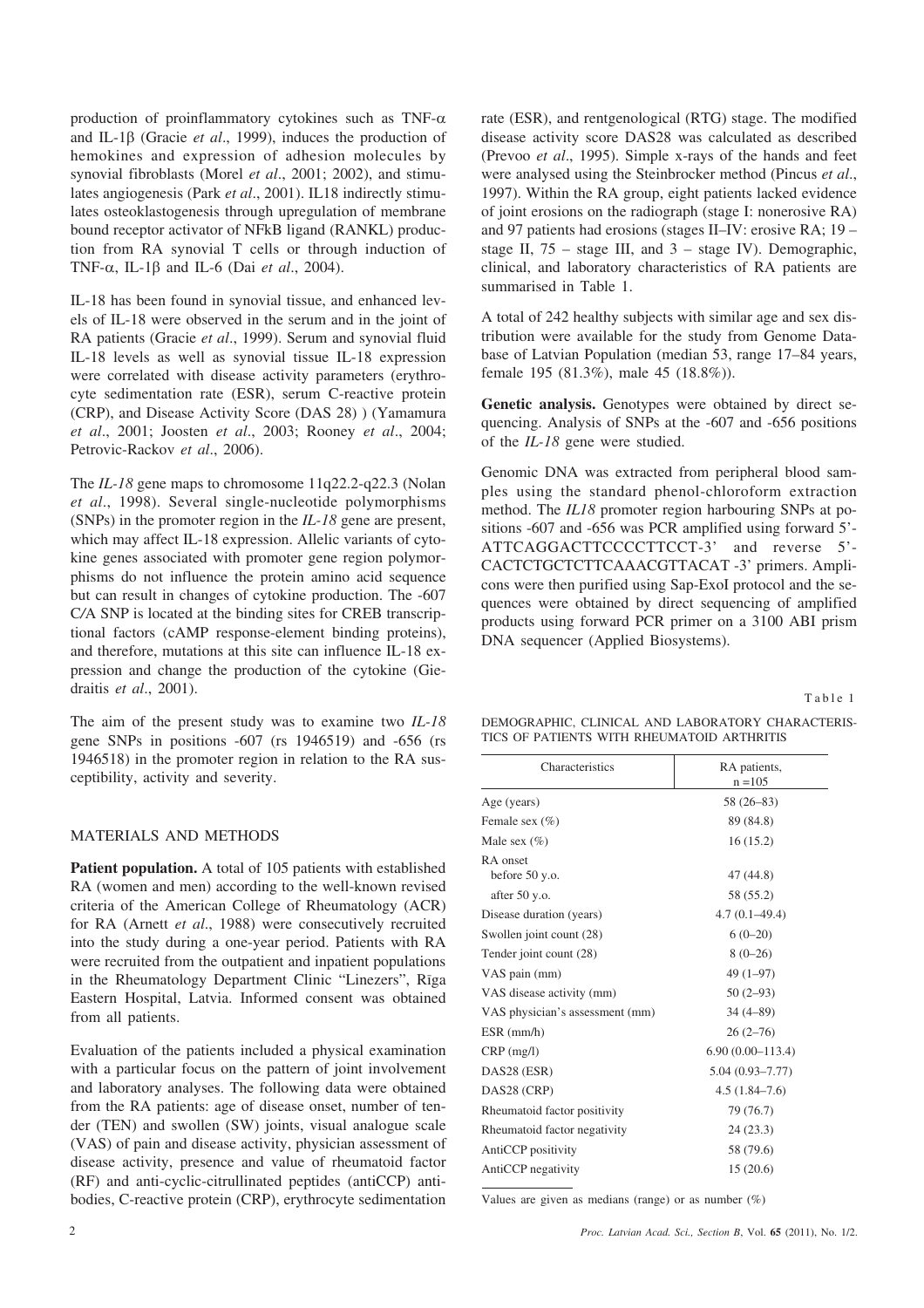production of proinflammatory cytokines such as TNF-$\alpha$ and IL-1$\beta$ (Gracie *et al*., 1999), induces the production of hemokines and expression of adhesion molecules by synovial fibroblasts (Morel *et al*., 2001; 2002), and stimulates angiogenesis (Park *et al*., 2001). IL18 indirectly stimulates osteoklastogenesis through upregulation of membrane bound receptor activator of NFkB ligand (RANKL) production from RA synovial T cells or through induction of TNF-$\alpha$, IL-1$\beta$ and IL-6 (Dai *et al*., 2004).

IL-18 has been found in synovial tissue, and enhanced levels of IL-18 were observed in the serum and in the joint of RA patients (Gracie *et al*., 1999). Serum and synovial fluid IL-18 levels as well as synovial tissue IL-18 expression were correlated with disease activity parameters (erythrocyte sedimentation rate (ESR), serum C-reactive protein (CRP), and Disease Activity Score (DAS 28) ) (Yamamura *et al*., 2001; Joosten *et al*., 2003; Rooney *et al*., 2004; Petrovic-Rackov *et al*., 2006).

The *IL-18* gene maps to chromosome 11q22.2-q22.3 (Nolan *et al*., 1998). Several single-nucleotide polymorphisms (SNPs) in the promoter region in the *IL-18* gene are present, which may affect IL-18 expression. Allelic variants of cytokine genes associated with promoter gene region polymorphisms do not influence the protein amino acid sequence but can result in changes of cytokine production. The -607 C/A SNP is located at the binding sites for CREB transcriptional factors (cAMP response-element binding proteins), and therefore, mutations at this site can influence IL-18 expression and change the production of the cytokine (Giedraitis *et al*., 2001).

The aim of the present study was to examine two *IL-18* gene SNPs in positions -607 (rs 1946519) and -656 (rs 1946518) in the promoter region in relation to the RA susceptibility, activity and severity.

## MATERIALS AND METHODS

**Patient population.** A total of 105 patients with established RA (women and men) according to the well-known revised criteria of the American College of Rheumatology (ACR) for RA (Arnett *et al*., 1988) were consecutively recruited into the study during a one-year period. Patients with RA were recruited from the outpatient and inpatient populations in the Rheumatology Department Clinic "Linezers", Rīga Eastern Hospital, Latvia. Informed consent was obtained from all patients.

Evaluation of the patients included a physical examination with a particular focus on the pattern of joint involvement and laboratory analyses. The following data were obtained from the RA patients: age of disease onset, number of tender (TEN) and swollen (SW) joints, visual analogue scale (VAS) of pain and disease activity, physician assessment of disease activity, presence and value of rheumatoid factor (RF) and anti-cyclic-citrullinated peptides (antiCCP) antibodies, C-reactive protein (CRP), erythrocyte sedimentation rate (ESR), and rentgenological (RTG) stage. The modified disease activity score DAS28 was calculated as described (Prevoo *et al*., 1995). Simple x-rays of the hands and feet were analysed using the Steinbrocker method (Pincus *et al*., 1997). Within the RA group, eight patients lacked evidence of joint erosions on the radiograph (stage I: nonerosive RA) and 97 patients had erosions (stages II–IV: erosive RA; 19 – stage II, 75 – stage III, and 3 – stage IV). Demographic, clinical, and laboratory characteristics of RA patients are summarised in Table 1.

A total of 242 healthy subjects with similar age and sex distribution were available for the study from Genome Database of Latvian Population (median 53, range 17–84 years, female 195 (81.3%), male 45 (18.8%)).

**Genetic analysis.** Genotypes were obtained by direct sequencing. Analysis of SNPs at the -607 and -656 positions of the *IL-18* gene were studied.

Genomic DNA was extracted from peripheral blood samples using the standard phenol-chloroform extraction method. The *IL18* promoter region harbouring SNPs at positions -607 and -656 was PCR amplified using forward 5'-ATTCAGGACTTCCCCTTCCT-3' and reverse 5'-CACTCTGCTCTTCAAACGTTACAT -3' primers. Amplicons were then purified using Sap-ExoI protocol and the sequences were obtained by direct sequencing of amplified products using forward PCR primer on a 3100 ABI prism DNA sequencer (Applied Biosystems).

Table 1

DEMOGRAPHIC, CLINICAL AND LABORATORY CHARACTERISTICS OF PATIENTS WITH RHEUMATOID ARTHRITIS

| Characteristics | RA patients, n =105 |
|---|---|
| Age (years) | 58 (26–83) |
| Female sex (%) | 89 (84.8) |
| Male sex (%) | 16 (15.2) |
| RA onset | |
| before 50 y.o. | 47 (44.8) |
| after 50 y.o. | 58 (55.2) |
| Disease duration (years) | 4.7 (0.1–49.4) |
| Swollen joint count (28) | 6 (0–20) |
| Tender joint count (28) | 8 (0–26) |
| VAS pain (mm) | 49 (1–97) |
| VAS disease activity (mm) | 50 (2–93) |
| VAS physician's assessment (mm) | 34 (4–89) |
| ESR (mm/h) | 26 (2–76) |
| CRP (mg/l) | 6.90 (0.00–113.4) |
| DAS28 (ESR) | 5.04 (0.93–7.77) |
| DAS28 (CRP) | 4.5 (1.84–7.6) |
| Rheumatoid factor positivity | 79 (76.7) |
| Rheumatoid factor negativity | 24 (23.3) |
| AntiCCP positivity | 58 (79.6) |
| AntiCCP negativity | 15 (20.6) |

Values are given as medians (range) or as number (%)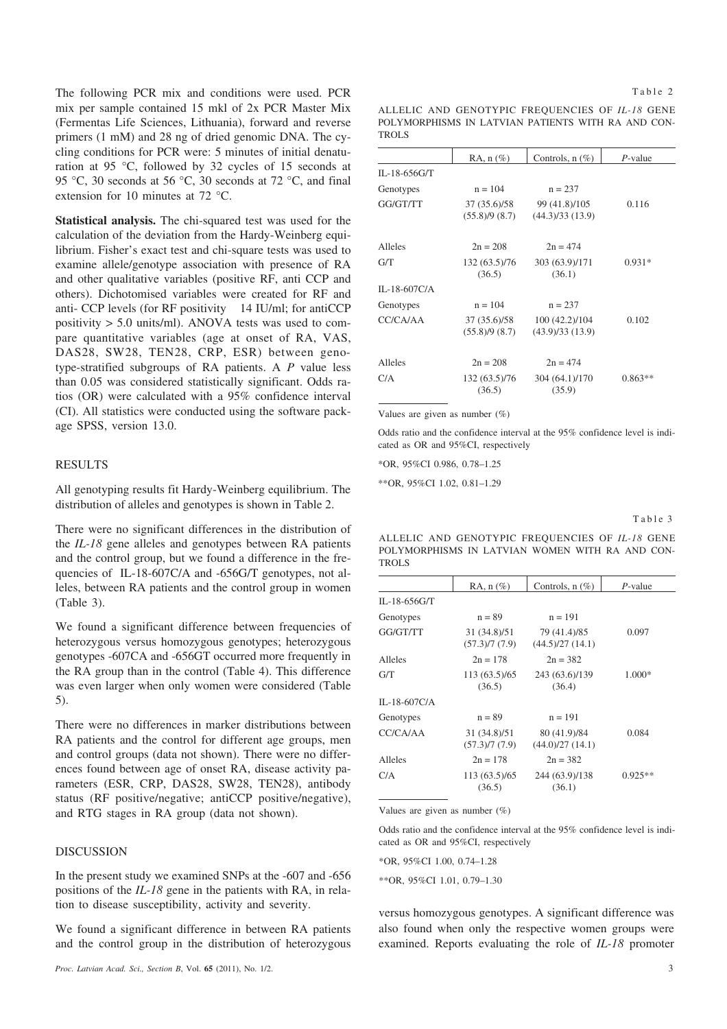The following PCR mix and conditions were used. PCR mix per sample contained 15 mkl of 2x PCR Master Mix (Fermentas Life Sciences, Lithuania), forward and reverse primers (1 mM) and 28 ng of dried genomic DNA. The cycling conditions for PCR were: 5 minutes of initial denaturation at 95 °C, followed by 32 cycles of 15 seconds at 95 °C, 30 seconds at 56 °C, 30 seconds at 72 °C, and final extension for 10 minutes at 72 °C.

**Statistical analysis.** The chi-squared test was used for the calculation of the deviation from the Hardy-Weinberg equilibrium. Fisher's exact test and chi-square tests was used to examine allele/genotype association with presence of RA and other qualitative variables (positive RF, anti CCP and others). Dichotomised variables were created for RF and anti- CCP levels (for RF positivity 14 IU/ml; for antiCCP positivity > 5.0 units/ml). ANOVA tests was used to compare quantitative variables (age at onset of RA, VAS, DAS28, SW28, TEN28, CRP, ESR) between genotype-stratified subgroups of RA patients. A *P* value less than 0.05 was considered statistically significant. Odds ratios (OR) were calculated with a 95% confidence interval (CI). All statistics were conducted using the software package SPSS, version 13.0.

## RESULTS

All genotyping results fit Hardy-Weinberg equilibrium. The distribution of alleles and genotypes is shown in Table 2.

Table 2

ALLELIC AND GENOTYPIC FREQUENCIES OF *IL-18* GENE POLYMORPHISMS IN LATVIAN PATIENTS WITH RA AND CONTROLS

| | RA, n (%) | Controls, n (%) | *P*-value |
|---|---|---|---|
| IL-18-656G/T | | | |
| Genotypes | n = 104 | n = 237 | |
| GG/GT/TT | 37 (35.6)/58 (55.8)/9 (8.7) | 99 (41.8)/105 (44.3)/33 (13.9) | 0.116 |
| Alleles | 2n = 208 | 2n = 474 | |
| G/T | 132 (63.5)/76 (36.5) | 303 (63.9)/171 (36.1) | 0.931* |
| IL-18-607C/A | | | |
| Genotypes | n = 104 | n = 237 | |
| CC/CA/AA | 37 (35.6)/58 (55.8)/9 (8.7) | 100 (42.2)/104 (43.9)/33 (13.9) | 0.102 |
| Alleles | 2n = 208 | 2n = 474 | |
| C/A | 132 (63.5)/76 (36.5) | 304 (64.1)/170 (35.9) | 0.863** |

Values are given as number (%)

Odds ratio and the confidence interval at the 95% confidence level is indicated as OR and 95%CI, respectively

*OR, 95%CI 0.986, 0.78–1.25

**OR, 95%CI 1.02, 0.81–1.29

There were no significant differences in the distribution of the *IL-18* gene alleles and genotypes between RA patients and the control group, but we found a difference in the frequencies of IL-18-607C/A and -656G/T genotypes, not alleles, between RA patients and the control group in women (Table 3).

Table 3

ALLELIC AND GENOTYPIC FREQUENCIES OF *IL-18* GENE POLYMORPHISMS IN LATVIAN WOMEN WITH RA AND CONTROLS

| | RA, n (%) | Controls, n (%) | *P*-value |
|---|---|---|---|
| IL-18-656G/T | | | |
| Genotypes | n = 89 | n = 191 | |
| GG/GT/TT | 31 (34.8)/51 (57.3)/7 (7.9) | 79 (41.4)/85 (44.5)/27 (14.1) | 0.097 |
| Alleles | 2n = 178 | 2n = 382 | |
| G/T | 113 (63.5)/65 (36.5) | 243 (63.6)/139 (36.4) | 1.000* |
| IL-18-607C/A | | | |
| Genotypes | n = 89 | n = 191 | |
| CC/CA/AA | 31 (34.8)/51 (57.3)/7 (7.9) | 80 (41.9)/84 (44.0)/27 (14.1) | 0.084 |
| Alleles | 2n = 178 | 2n = 382 | |
| C/A | 113 (63.5)/65 (36.5) | 244 (63.9)/138 (36.1) | 0.925** |

Values are given as number (%)

Odds ratio and the confidence interval at the 95% confidence level is indicated as OR and 95%CI, respectively

*OR, 95%CI 1.00, 0.74–1.28

**OR, 95%CI 1.01, 0.79–1.30

We found a significant difference between frequencies of heterozygous versus homozygous genotypes; heterozygous genotypes -607CA and -656GT occurred more frequently in the RA group than in the control (Table 4). This difference was even larger when only women were considered (Table 5).

There were no differences in marker distributions between RA patients and the control for different age groups, men and control groups (data not shown). There were no differences found between age of onset RA, disease activity parameters (ESR, CRP, DAS28, SW28, TEN28), antibody status (RF positive/negative; antiCCP positive/negative), and RTG stages in RA group (data not shown).

## DISCUSSION

In the present study we examined SNPs at the -607 and -656 positions of the *IL-18* gene in the patients with RA, in relation to disease susceptibility, activity and severity.

We found a significant difference in between RA patients and the control group in the distribution of heterozygous versus homozygous genotypes. A significant difference was also found when only the respective women groups were examined. Reports evaluating the role of *IL-18* promoter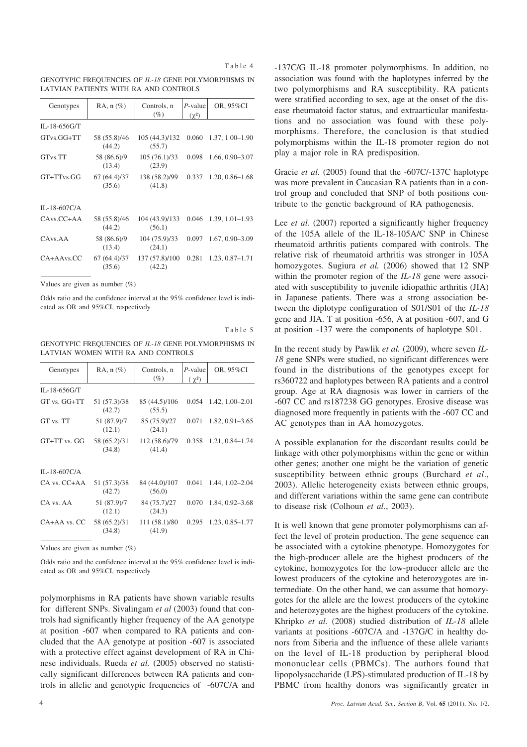Table 4

GENOTYPIC FREQUENCIES OF *IL-18* GENE POLYMORPHISMS IN LATVIAN PATIENTS WITH RA AND CONTROLS

| Genotypes | RA, n (%) | Controls, n (%) | *P*-value ($\chi^2$) | OR, 95%CI |
|---|---|---|---|---|
| IL-18-656G/T | | | | |
| GTvs.GG+TT | 58 (55.8)/46 (44.2) | 105 (44.3)/132 (55.7) | 0.060 | 1.37, 1 00–1.90 |
| GTvs.TT | 58 (86.6)/9 (13.4) | 105 (76.1)/33 (23.9) | 0.098 | 1.66, 0.90–3.07 |
| GT+TTvs.GG | 67 (64.4)/37 (35.6) | 138 (58.2)/99 (41.8) | 0.337 | 1.20, 0.86–1.68 |
| IL-18-607C/A | | | | |
| CAvs.CC+AA | 58 (55.8)/46 (44.2) | 104 (43.9)/133 (56.1) | 0.046 | 1.39, 1.01–1.93 |
| CAvs.AA | 58 (86.6)/9 (13.4) | 104 (75.9)/33 (24.1) | 0.097 | 1.67, 0.90–3.09 |
| CA+AAvs.CC | 67 (64.4)/37 (35.6) | 137 (57.8)/100 (42.2) | 0.281 | 1.23, 0.87–1.71 |

Values are given as number (%)

Odds ratio and the confidence interval at the 95% confidence level is indicated as OR and 95%CI, respectively

Table 5

GENOTYPIC FREQUENCIES OF *IL-18* GENE POLYMORPHISMS IN LATVIAN WOMEN WITH RA AND CONTROLS

| Genotypes | RA, n (%) | Controls, n (%) | *P*-value ($\chi^2$) | OR, 95%CI |
|---|---|---|---|---|
| IL-18-656G/T | | | | |
| GT vs. GG+TT | 51 (57.3)/38 (42.7) | 85 (44.5)/106 (55.5) | 0.054 | 1.42, 1.00–2.01 |
| GT vs. TT | 51 (87.9)/7 (12.1) | 85 (75.9)/27 (24.1) | 0.071 | 1.82, 0.91–3.65 |
| GT+TT vs. GG | 58 (65.2)/31 (34.8) | 112 (58.6)/79 (41.4) | 0.358 | 1.21, 0.84–1.74 |
| IL-18-607C/A | | | | |
| CA vs. CC+AA | 51 (57.3)/38 (42.7) | 84 (44.0)/107 (56.0) | 0.041 | 1.44, 1.02–2.04 |
| CA vs. AA | 51 (87.9)/7 (12.1) | 84 (75.7)/27 (24.3) | 0.070 | 1.84, 0.92–3.68 |
| CA+AA vs. CC | 58 (65.2)/31 (34.8) | 111 (58.1)/80 (41.9) | 0.295 | 1.23, 0.85–1.77 |

Values are given as number (%)

Odds ratio and the confidence interval at the 95% confidence level is indicated as OR and 95%CI, respectively

polymorphisms in RA patients have shown variable results for different SNPs. Sivalingam *et al* (2003) found that controls had significantly higher frequency of the AA genotype at position -607 when compared to RA patients and concluded that the AA genotype at position -607 is associated with a protective effect against development of RA in Chinese individuals. Rueda *et al.* (2005) observed no statistically significant differences between RA patients and controls in allelic and genotypic frequencies of -607C/A and -137C/G IL-18 promoter polymorphisms. In addition, no association was found with the haplotypes inferred by the two polymorphisms and RA susceptibility. RA patients were stratified according to sex, age at the onset of the disease rheumatoid factor status, and extraarticular manifestations and no association was found with these polymorphisms. Therefore, the conclusion is that studied polymorphisms within the IL-18 promoter region do not play a major role in RA predisposition.

Gracie *et al.* (2005) found that the -607C/-137C haplotype was more prevalent in Caucasian RA patients than in a control group and concluded that SNP of both positions contribute to the genetic background of RA pathogenesis.

Lee *et al.* (2007) reported a significantly higher frequency of the 105A allele of the IL-18-105A/C SNP in Chinese rheumatoid arthritis patients compared with controls. The relative risk of rheumatoid arthritis was stronger in 105A homozygotes. Sugiura *et al.* (2006) showed that 12 SNP within the promoter region of the *IL-18* gene were associated with susceptibility to juvenile idiopathic arthritis (JIA) in Japanese patients. There was a strong association between the diplotype configuration of S01/S01 of the *IL-18* gene and JIA. T at position -656, A at position -607, and G at position -137 were the components of haplotype S01.

In the recent study by Pawlik *et al.* (2009), where seven *IL-18* gene SNPs were studied, no significant differences were found in the distributions of the genotypes except for rs360722 and haplotypes between RA patients and a control group. Age at RA diagnosis was lower in carriers of the -607 CC and rs187238 GG genotypes. Erosive disease was diagnosed more frequently in patients with the -607 CC and AC genotypes than in AA homozygotes.

A possible explanation for the discordant results could be linkage with other polymorphisms within the gene or within other genes; another one might be the variation of genetic susceptibility between ethnic groups (Burchard *et al*., 2003). Allelic heterogeneity exists between ethnic groups, and different variations within the same gene can contribute to disease risk (Colhoun *et al*., 2003).

It is well known that gene promoter polymorphisms can affect the level of protein production. The gene sequence can be associated with a cytokine phenotype. Homozygotes for the high-producer allele are the highest producers of the cytokine, homozygotes for the low-producer allele are the lowest producers of the cytokine and heterozygotes are intermediate. On the other hand, we can assume that homozygotes for the allele are the lowest producers of the cytokine and heterozygotes are the highest producers of the cytokine. Khripko *et al.* (2008) studied distribution of *IL-18* allele variants at positions -607C/A and -137G/C in healthy donors from Siberia and the influence of these allele variants on the level of IL-18 production by peripheral blood mononuclear cells (PBMCs). The authors found that lipopolysaccharide (LPS)-stimulated production of IL-18 by PBMC from healthy donors was significantly greater in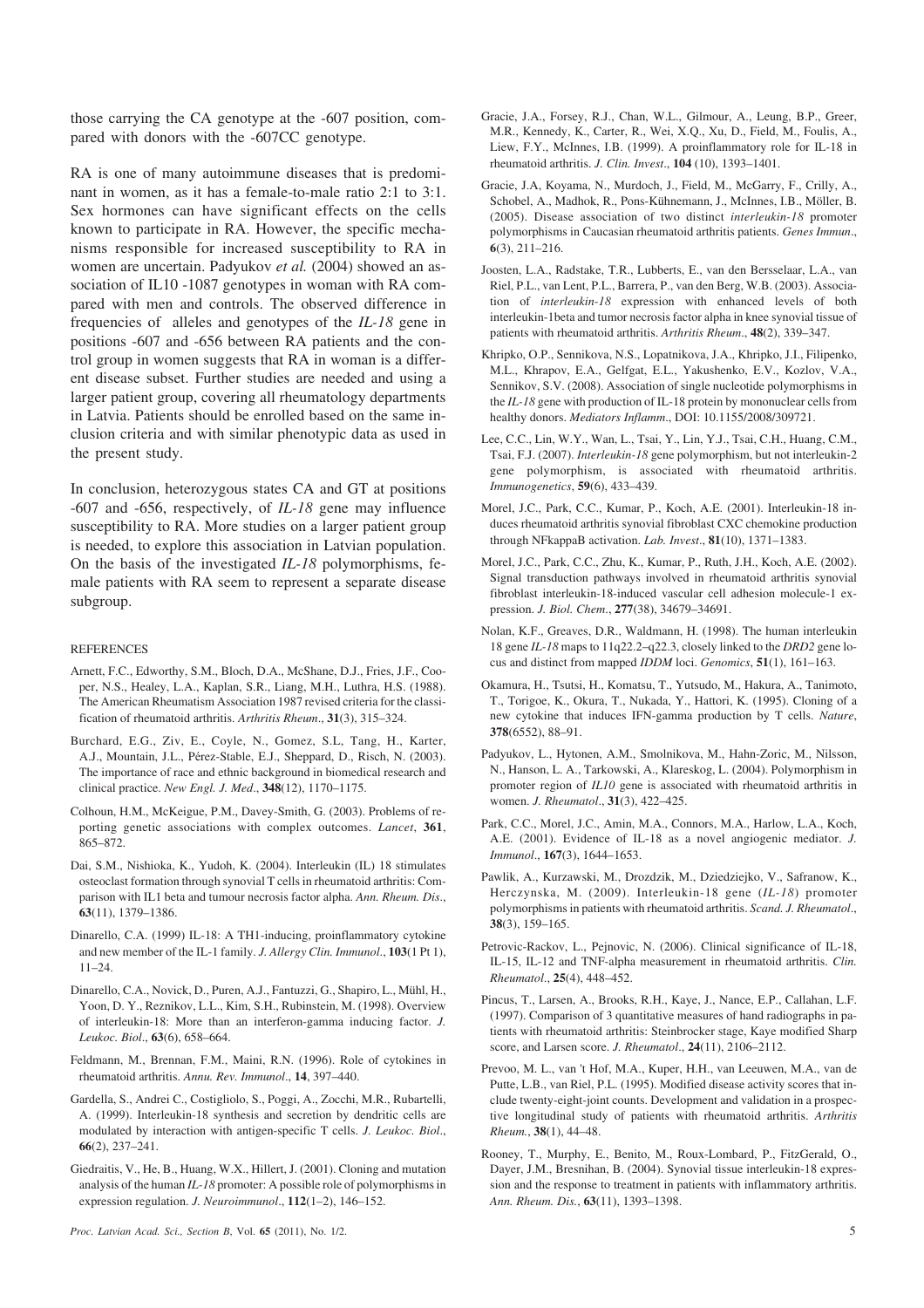those carrying the CA genotype at the -607 position, compared with donors with the -607CC genotype.

RA is one of many autoimmune diseases that is predominant in women, as it has a female-to-male ratio 2:1 to 3:1. Sex hormones can have significant effects on the cells known to participate in RA. However, the specific mechanisms responsible for increased susceptibility to RA in women are uncertain. Padyukov *et al.* (2004) showed an association of IL10 -1087 genotypes in woman with RA compared with men and controls. The observed difference in frequencies of alleles and genotypes of the *IL-18* gene in positions -607 and -656 between RA patients and the control group in women suggests that RA in woman is a different disease subset. Further studies are needed and using a larger patient group, covering all rheumatology departments in Latvia. Patients should be enrolled based on the same inclusion criteria and with similar phenotypic data as used in the present study.

In conclusion, heterozygous states CA and GT at positions -607 and -656, respectively, of *IL-18* gene may influence susceptibility to RA. More studies on a larger patient group is needed, to explore this association in Latvian population. On the basis of the investigated *IL-18* polymorphisms, female patients with RA seem to represent a separate disease subgroup.

## REFERENCES

Arnett, F.C., Edworthy, S.M., Bloch, D.A., McShane, D.J., Fries, J.F., Cooper, N.S., Healey, L.A., Kaplan, S.R., Liang, M.H., Luthra, H.S. (1988). The American Rheumatism Association 1987 revised criteria for the classification of rheumatoid arthritis. *Arthritis Rheum*., **31**(3), 315–324.

Burchard, E.G., Ziv, E., Coyle, N., Gomez, S.L, Tang, H., Karter, A.J., Mountain, J.L., Pérez-Stable, E.J., Sheppard, D., Risch, N. (2003). The importance of race and ethnic background in biomedical research and clinical practice. *New Engl. J. Med*., **348**(12), 1170–1175.

Colhoun, H.M., McKeigue, P.M., Davey-Smith, G. (2003). Problems of reporting genetic associations with complex outcomes. *Lancet*, **361**, 865–872.

Dai, S.M., Nishioka, K., Yudoh, K. (2004). Interleukin (IL) 18 stimulates osteoclast formation through synovial T cells in rheumatoid arthritis: Comparison with IL1 beta and tumour necrosis factor alpha. *Ann. Rheum. Dis*., **63**(11), 1379–1386.

Dinarello, C.A. (1999) IL-18: A TH1-inducing, proinflammatory cytokine and new member of the IL-1 family. *J. Allergy Clin. Immunol*., **103**(1 Pt 1), 11–24.

Dinarello, C.A., Novick, D., Puren, A.J., Fantuzzi, G., Shapiro, L., Mühl, H., Yoon, D. Y., Reznikov, L.L., Kim, S.H., Rubinstein, M. (1998). Overview of interleukin-18: More than an interferon-gamma inducing factor. *J. Leukoc. Biol*., **63**(6), 658–664.

Feldmann, M., Brennan, F.M., Maini, R.N. (1996). Role of cytokines in rheumatoid arthritis. *Annu. Rev. Immunol*., **14**, 397–440.

Gardella, S., Andrei C., Costigliolo, S., Poggi, A., Zocchi, M.R., Rubartelli, A. (1999). Interleukin-18 synthesis and secretion by dendritic cells are modulated by interaction with antigen-specific T cells. *J. Leukoc. Biol*., **66**(2), 237–241.

Giedraitis, V., He, B., Huang, W.X., Hillert, J. (2001). Cloning and mutation analysis of the human *IL-18* promoter: A possible role of polymorphisms in expression regulation. *J. Neuroimmunol*., **112**(1–2), 146–152.

Gracie, J.A., Forsey, R.J., Chan, W.L., Gilmour, A., Leung, B.P., Greer, M.R., Kennedy, K., Carter, R., Wei, X.Q., Xu, D., Field, M., Foulis, A., Liew, F.Y., McInnes, I.B. (1999). A proinflammatory role for IL-18 in rheumatoid arthritis. *J. Clin. Invest*., **104** (10), 1393–1401.

Gracie, J.A, Koyama, N., Murdoch, J., Field, M., McGarry, F., Crilly, A., Schobel, A., Madhok, R., Pons-Kühnemann, J., McInnes, I.B., Möller, B. (2005). Disease association of two distinct *interleukin-18* promoter polymorphisms in Caucasian rheumatoid arthritis patients. *Genes Immun*., **6**(3), 211–216.

Joosten, L.A., Radstake, T.R., Lubberts, E., van den Bersselaar, L.A., van Riel, P.L., van Lent, P.L., Barrera, P., van den Berg, W.B. (2003). Association of *interleukin-18* expression with enhanced levels of both interleukin-1beta and tumor necrosis factor alpha in knee synovial tissue of patients with rheumatoid arthritis. *Arthritis Rheum*., **48**(2), 339–347.

Khripko, O.P., Sennikova, N.S., Lopatnikova, J.A., Khripko, J.I., Filipenko, M.L., Khrapov, E.A., Gelfgat, E.L., Yakushenko, E.V., Kozlov, V.A., Sennikov, S.V. (2008). Association of single nucleotide polymorphisms in the *IL-18* gene with production of IL-18 protein by mononuclear cells from healthy donors. *Mediators Inflamm*., DOI: 10.1155/2008/309721.

Lee, C.C., Lin, W.Y., Wan, L., Tsai, Y., Lin, Y.J., Tsai, C.H., Huang, C.M., Tsai, F.J. (2007). *Interleukin-18* gene polymorphism, but not interleukin-2 gene polymorphism, is associated with rheumatoid arthritis. *Immunogenetics*, **59**(6), 433–439.

Morel, J.C., Park, C.C., Kumar, P., Koch, A.E. (2001). Interleukin-18 induces rheumatoid arthritis synovial fibroblast CXC chemokine production through NFkappaB activation. *Lab. Invest*., **81**(10), 1371–1383.

Morel, J.C., Park, C.C., Zhu, K., Kumar, P., Ruth, J.H., Koch, A.E. (2002). Signal transduction pathways involved in rheumatoid arthritis synovial fibroblast interleukin-18-induced vascular cell adhesion molecule-1 expression. *J. Biol. Chem*., **277**(38), 34679–34691.

Nolan, K.F., Greaves, D.R., Waldmann, H. (1998). The human interleukin 18 gene *IL-18* maps to 11q22.2–q22.3, closely linked to the *DRD2* gene locus and distinct from mapped *IDDM* loci. *Genomics*, **51**(1), 161–163.

Okamura, H., Tsutsi, H., Komatsu, T., Yutsudo, M., Hakura, A., Tanimoto, T., Torigoe, K., Okura, T., Nukada, Y., Hattori, K. (1995). Cloning of a new cytokine that induces IFN-gamma production by T cells. *Nature*, **378**(6552), 88–91.

Padyukov, L., Hytonen, A.M., Smolnikova, M., Hahn-Zoric, M., Nilsson, N., Hanson, L. A., Tarkowski, A., Klareskog, L. (2004). Polymorphism in promoter region of *IL10* gene is associated with rheumatoid arthritis in women. *J. Rheumatol*., **31**(3), 422–425.

Park, C.C., Morel, J.C., Amin, M.A., Connors, M.A., Harlow, L.A., Koch, A.E. (2001). Evidence of IL-18 as a novel angiogenic mediator. *J. Immunol*., **167**(3), 1644–1653.

Pawlik, A., Kurzawski, M., Drozdzik, M., Dziedziejko, V., Safranow, K., Herczynska, M. (2009). Interleukin-18 gene (*IL-18*) promoter polymorphisms in patients with rheumatoid arthritis. *Scand. J. Rheumatol*., **38**(3), 159–165.

Petrovic-Rackov, L., Pejnovic, N. (2006). Clinical significance of IL-18, IL-15, IL-12 and TNF-alpha measurement in rheumatoid arthritis. *Clin. Rheumatol*., **25**(4), 448–452.

Pincus, T., Larsen, A., Brooks, R.H., Kaye, J., Nance, E.P., Callahan, L.F. (1997). Comparison of 3 quantitative measures of hand radiographs in patients with rheumatoid arthritis: Steinbrocker stage, Kaye modified Sharp score, and Larsen score. *J. Rheumatol*., **24**(11), 2106–2112.

Prevoo, M. L., van 't Hof, M.A., Kuper, H.H., van Leeuwen, M.A., van de Putte, L.B., van Riel, P.L. (1995). Modified disease activity scores that include twenty-eight-joint counts. Development and validation in a prospective longitudinal study of patients with rheumatoid arthritis. *Arthritis Rheum*., **38**(1), 44–48.

Rooney, T., Murphy, E., Benito, M., Roux-Lombard, P., FitzGerald, O., Dayer, J.M., Bresnihan, B. (2004). Synovial tissue interleukin-18 expression and the response to treatment in patients with inflammatory arthritis. *Ann. Rheum. Dis.*, **63**(11), 1393–1398.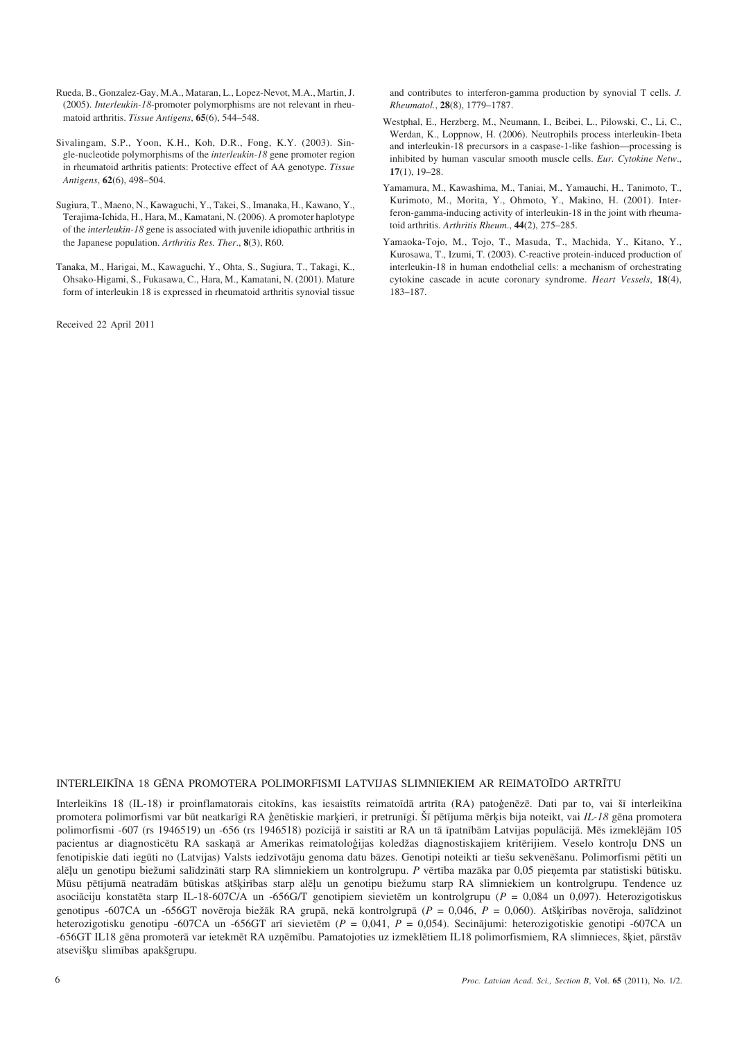Rueda, B., Gonzalez-Gay, M.A., Mataran, L., Lopez-Nevot, M.A., Martin, J. (2005). *Interleukin-18*-promoter polymorphisms are not relevant in rheumatoid arthritis. *Tissue Antigens*, **65**(6), 544–548.

Sivalingam, S.P., Yoon, K.H., Koh, D.R., Fong, K.Y. (2003). Single-nucleotide polymorphisms of the *interleukin-18* gene promoter region in rheumatoid arthritis patients: Protective effect of AA genotype. *Tissue Antigens*, **62**(6), 498–504.

Sugiura, T., Maeno, N., Kawaguchi, Y., Takei, S., Imanaka, H., Kawano, Y., Terajima-Ichida, H., Hara, M., Kamatani, N. (2006). A promoter haplotype of the *interleukin-18* gene is associated with juvenile idiopathic arthritis in the Japanese population. *Arthritis Res. Ther*., **8**(3), R60.

Tanaka, M., Harigai, M., Kawaguchi, Y., Ohta, S., Sugiura, T., Takagi, K., Ohsako-Higami, S., Fukasawa, C., Hara, M., Kamatani, N. (2001). Mature form of interleukin 18 is expressed in rheumatoid arthritis synovial tissue and contributes to interferon-gamma production by synovial T cells. *J. Rheumatol.*, **28**(8), 1779–1787.

Westphal, E., Herzberg, M., Neumann, I., Beibei, L., Pilowski, C., Li, C., Werdan, K., Loppnow, H. (2006). Neutrophils process interleukin-1beta and interleukin-18 precursors in a caspase-1-like fashion—processing is inhibited by human vascular smooth muscle cells. *Eur. Cytokine Netw*., **17**(1), 19–28.

Yamamura, M., Kawashima, M., Taniai, M., Yamauchi, H., Tanimoto, T., Kurimoto, M., Morita, Y., Ohmoto, Y., Makino, H. (2001). Interferon-gamma-inducing activity of interleukin-18 in the joint with rheumatoid arthritis. *Arthritis Rheum*., **44**(2), 275–285.

Yamaoka-Tojo, M., Tojo, T., Masuda, T., Machida, Y., Kitano, Y., Kurosawa, T., Izumi, T. (2003). C-reactive protein-induced production of interleukin-18 in human endothelial cells: a mechanism of orchestrating cytokine cascade in acute coronary syndrome. *Heart Vessels*, **18**(4), 183–187.

Received 22 April 2011

## INTERLEIKĪNA 18 GĒNA PROMOTERA POLIMORFISMI LATVIJAS SLIMNIEKIEM AR REIMATOĪDO ARTRĪTU

Interleikīns 18 (IL-18) ir proinflamatorais citokīns, kas iesaistīts reimatoīdā artrīta (RA) patoģenēzē. Dati par to, vai šī interleikīna promotera polimorfismi var būt neatkarīgi RA ģenētiskie marķieri, ir pretrunīgi. Šī pētījuma mērķis bija noteikt, vai *IL-18* gēna promotera polimorfismi -607 (rs 1946519) un -656 (rs 1946518) pozīcijā ir saistīti ar RA un tā īpatnībām Latvijas populācijā. Mēs izmeklējām 105 pacientus ar diagnosticētu RA saskaņā ar Amerikas reimatoloģijas koledžas diagnostiskajiem kritērijiem. Veselo kontroļu DNS un fenotipiskie dati iegūti no (Latvijas) Valsts iedzīvotāju genoma datu bāzes. Genotipi noteikti ar tiešu sekvenēšanu. Polimorfismi pētīti un alēļu un genotipu biežumi salīdzināti starp RA slimniekiem un kontrolgrupu. *P* vērtība mazāka par 0,05 pieņemta par statistiski būtisku. Mūsu pētījumā neatradām būtiskas atšķirības starp alēļu un genotipu biežumu starp RA slimniekiem un kontrolgrupu. Tendence uz asociāciju konstatēta starp IL-18-607C/A un -656G/T genotipiem sievietēm un kontrolgrupu ($P$ = 0,084 un 0,097). Heterozigotiskus genotipus -607CA un -656GT novēroja biežāk RA grupā, nekā kontrolgrupā ($P$ = 0,046, $P$ = 0,060). Atšķirības novēroja, salīdzinot heterozigotisku genotipu -607CA un -656GT arī sievietēm ($P$ = 0,041, $P$ = 0,054). Secinājumi: heterozigotiskie genotipi -607CA un -656GT IL18 gēna promoterā var ietekmēt RA uzņēmību. Pamatojoties uz izmeklētiem IL18 polimorfismiem, RA slimnieces, šķiet, pārstāv atsevišķu slimības apakšgrupu.